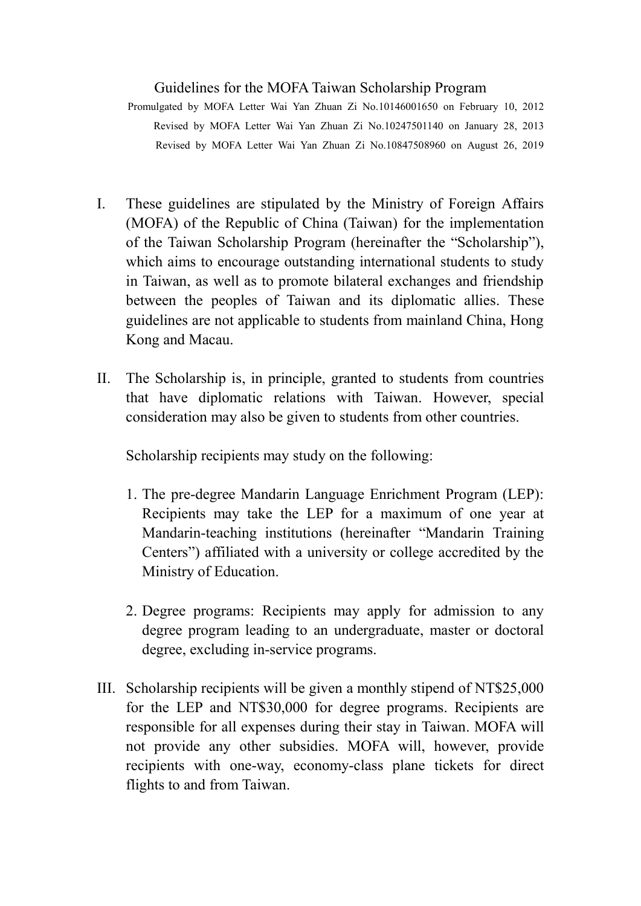# Guidelines for the MOFA Taiwan Scholarship Program

Promulgated by MOFA Letter Wai Yan Zhuan Zi No.10146001650 on February 10, 2012

Revised by MOFA Letter Wai Yan Zhuan Zi No.10247501140 on January 28, 2013

Revised by MOFA Letter Wai Yan Zhuan Zi No.10847508960 on August 26, 2019

I. These guidelines are stipulated by the Ministry of Foreign Affairs (MOFA) of the Republic of China (Taiwan) for the implementation of the Taiwan Scholarship Program (hereinafter the "Scholarship"), which aims to encourage outstanding international students to study in Taiwan, as well as to promote bilateral exchanges and friendship between the peoples of Taiwan and its diplomatic allies. These guidelines are not applicable to students from mainland China, Hong Kong and Macau.

II. The Scholarship is, in principle, granted to students from countries that have diplomatic relations with Taiwan. However, special consideration may also be given to students from other countries.

   Scholarship recipients may study on the following:

   1. The pre-degree Mandarin Language Enrichment Program (LEP): Recipients may take the LEP for a maximum of one year at Mandarin-teaching institutions (hereinafter "Mandarin Training Centers") affiliated with a university or college accredited by the Ministry of Education.

   2. Degree programs: Recipients may apply for admission to any degree program leading to an undergraduate, master or doctoral degree, excluding in-service programs.

III. Scholarship recipients will be given a monthly stipend of NT$25,000 for the LEP and NT$30,000 for degree programs. Recipients are responsible for all expenses during their stay in Taiwan. MOFA will not provide any other subsidies. MOFA will, however, provide recipients with one-way, economy-class plane tickets for direct flights to and from Taiwan.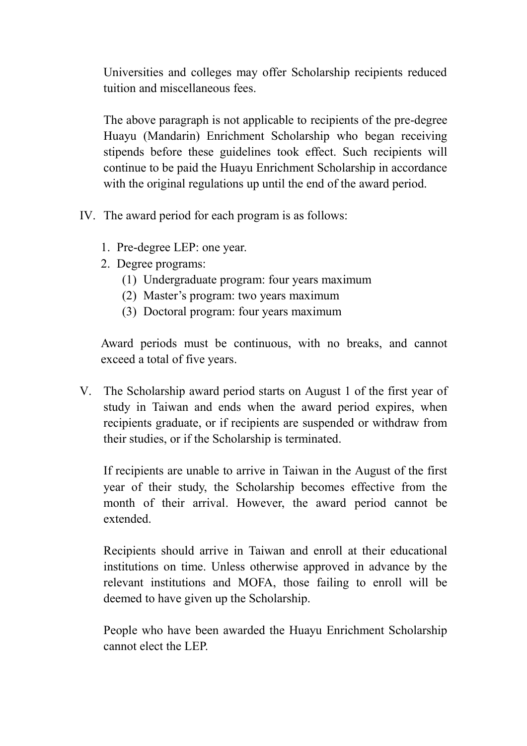Universities and colleges may offer Scholarship recipients reduced tuition and miscellaneous fees.

The above paragraph is not applicable to recipients of the pre-degree Huayu (Mandarin) Enrichment Scholarship who began receiving stipends before these guidelines took effect. Such recipients will continue to be paid the Huayu Enrichment Scholarship in accordance with the original regulations up until the end of the award period.

IV. The award period for each program is as follows:

1. Pre-degree LEP: one year.
2. Degree programs:
   (1) Undergraduate program: four years maximum
   (2) Master's program: two years maximum
   (3) Doctoral program: four years maximum

Award periods must be continuous, with no breaks, and cannot exceed a total of five years.

V. The Scholarship award period starts on August 1 of the first year of study in Taiwan and ends when the award period expires, when recipients graduate, or if recipients are suspended or withdraw from their studies, or if the Scholarship is terminated.

If recipients are unable to arrive in Taiwan in the August of the first year of their study, the Scholarship becomes effective from the month of their arrival. However, the award period cannot be extended.

Recipients should arrive in Taiwan and enroll at their educational institutions on time. Unless otherwise approved in advance by the relevant institutions and MOFA, those failing to enroll will be deemed to have given up the Scholarship.

People who have been awarded the Huayu Enrichment Scholarship cannot elect the LEP.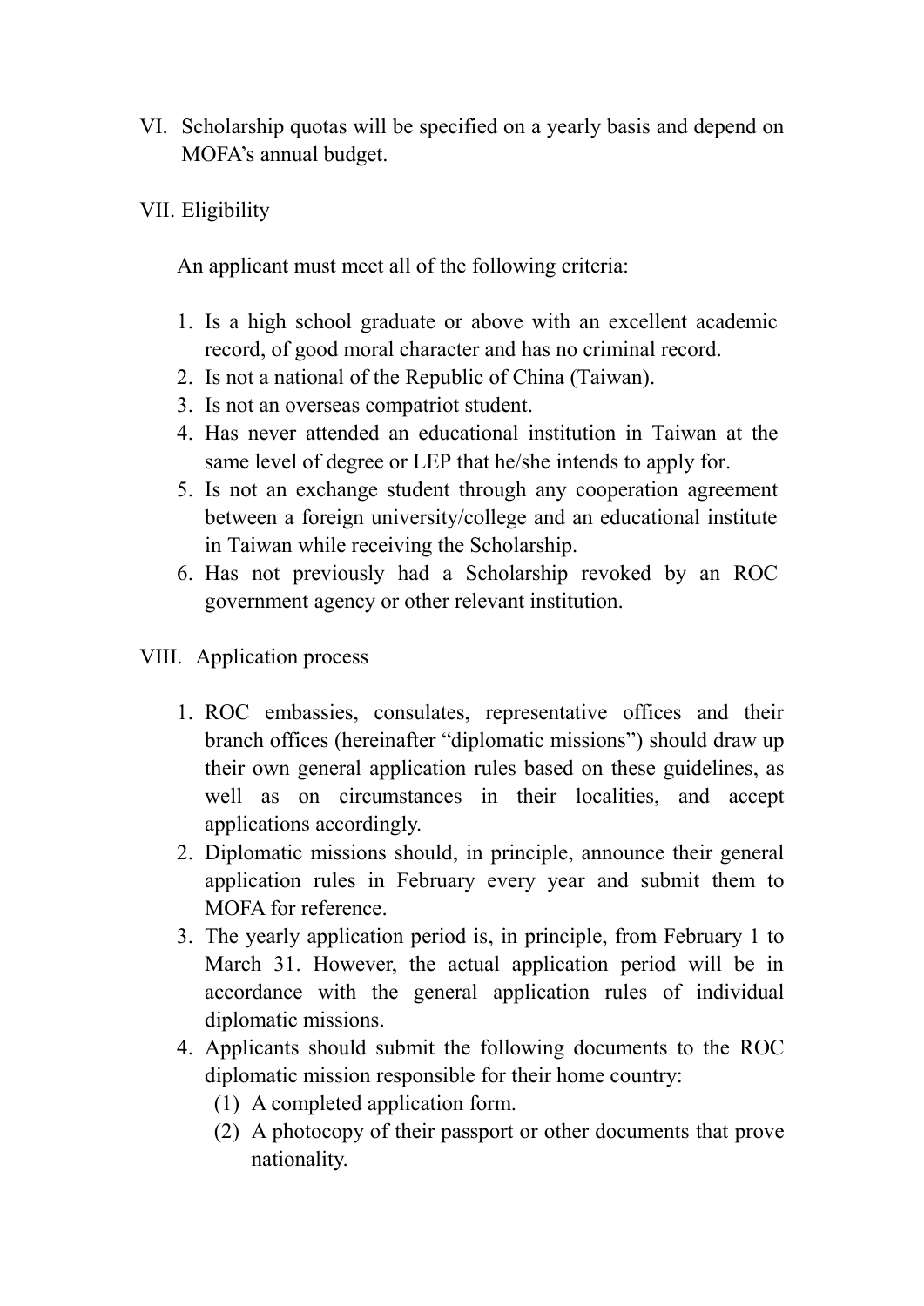VI. Scholarship quotas will be specified on a yearly basis and depend on MOFA's annual budget.

VII. Eligibility

An applicant must meet all of the following criteria:

1. Is a high school graduate or above with an excellent academic record, of good moral character and has no criminal record.
2. Is not a national of the Republic of China (Taiwan).
3. Is not an overseas compatriot student.
4. Has never attended an educational institution in Taiwan at the same level of degree or LEP that he/she intends to apply for.
5. Is not an exchange student through any cooperation agreement between a foreign university/college and an educational institute in Taiwan while receiving the Scholarship.
6. Has not previously had a Scholarship revoked by an ROC government agency or other relevant institution.

VIII. Application process

1. ROC embassies, consulates, representative offices and their branch offices (hereinafter "diplomatic missions") should draw up their own general application rules based on these guidelines, as well as on circumstances in their localities, and accept applications accordingly.
2. Diplomatic missions should, in principle, announce their general application rules in February every year and submit them to MOFA for reference.
3. The yearly application period is, in principle, from February 1 to March 31. However, the actual application period will be in accordance with the general application rules of individual diplomatic missions.
4. Applicants should submit the following documents to the ROC diplomatic mission responsible for their home country:
   (1) A completed application form.
   (2) A photocopy of their passport or other documents that prove nationality.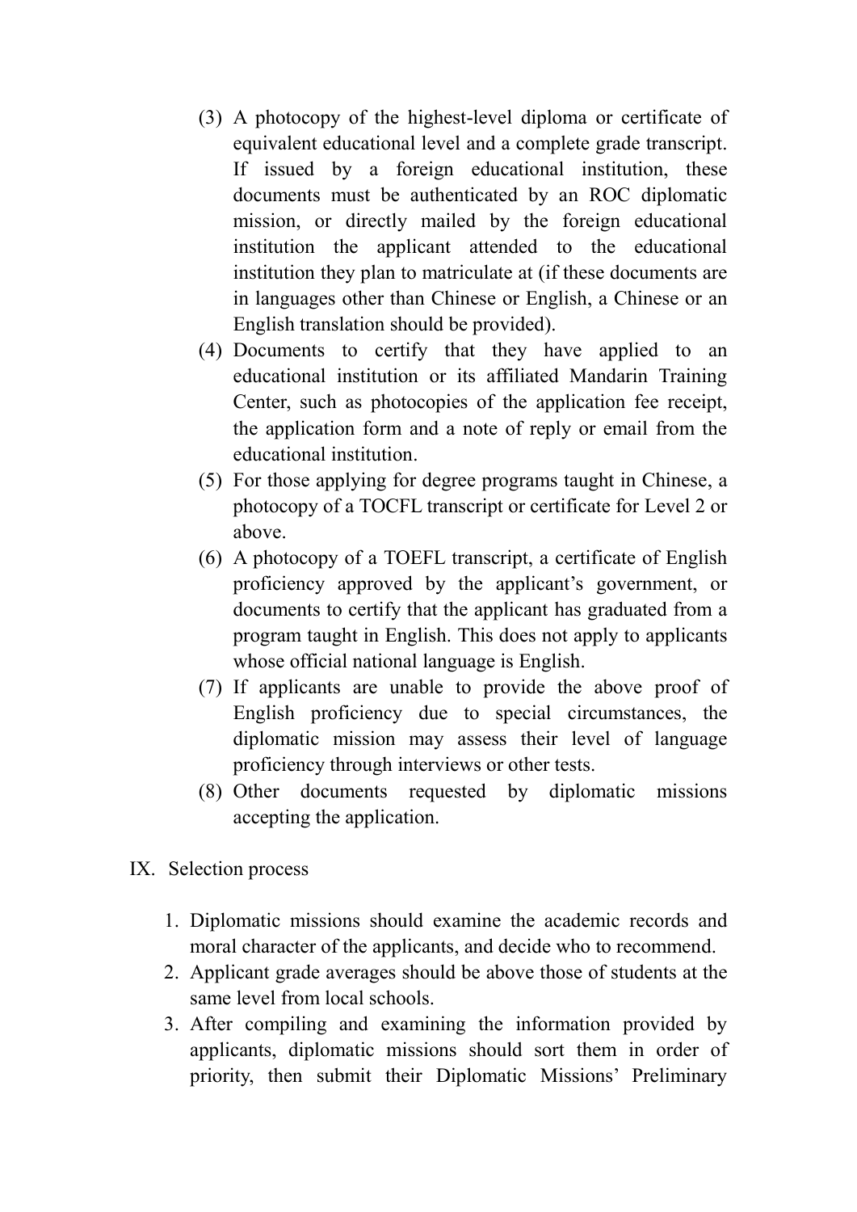(3) A photocopy of the highest-level diploma or certificate of equivalent educational level and a complete grade transcript. If issued by a foreign educational institution, these documents must be authenticated by an ROC diplomatic mission, or directly mailed by the foreign educational institution the applicant attended to the educational institution they plan to matriculate at (if these documents are in languages other than Chinese or English, a Chinese or an English translation should be provided).

(4) Documents to certify that they have applied to an educational institution or its affiliated Mandarin Training Center, such as photocopies of the application fee receipt, the application form and a note of reply or email from the educational institution.

(5) For those applying for degree programs taught in Chinese, a photocopy of a TOCFL transcript or certificate for Level 2 or above.

(6) A photocopy of a TOEFL transcript, a certificate of English proficiency approved by the applicant's government, or documents to certify that the applicant has graduated from a program taught in English. This does not apply to applicants whose official national language is English.

(7) If applicants are unable to provide the above proof of English proficiency due to special circumstances, the diplomatic mission may assess their level of language proficiency through interviews or other tests.

(8) Other documents requested by diplomatic missions accepting the application.

## IX. Selection process

1. Diplomatic missions should examine the academic records and moral character of the applicants, and decide who to recommend.
2. Applicant grade averages should be above those of students at the same level from local schools.
3. After compiling and examining the information provided by applicants, diplomatic missions should sort them in order of priority, then submit their Diplomatic Missions' Preliminary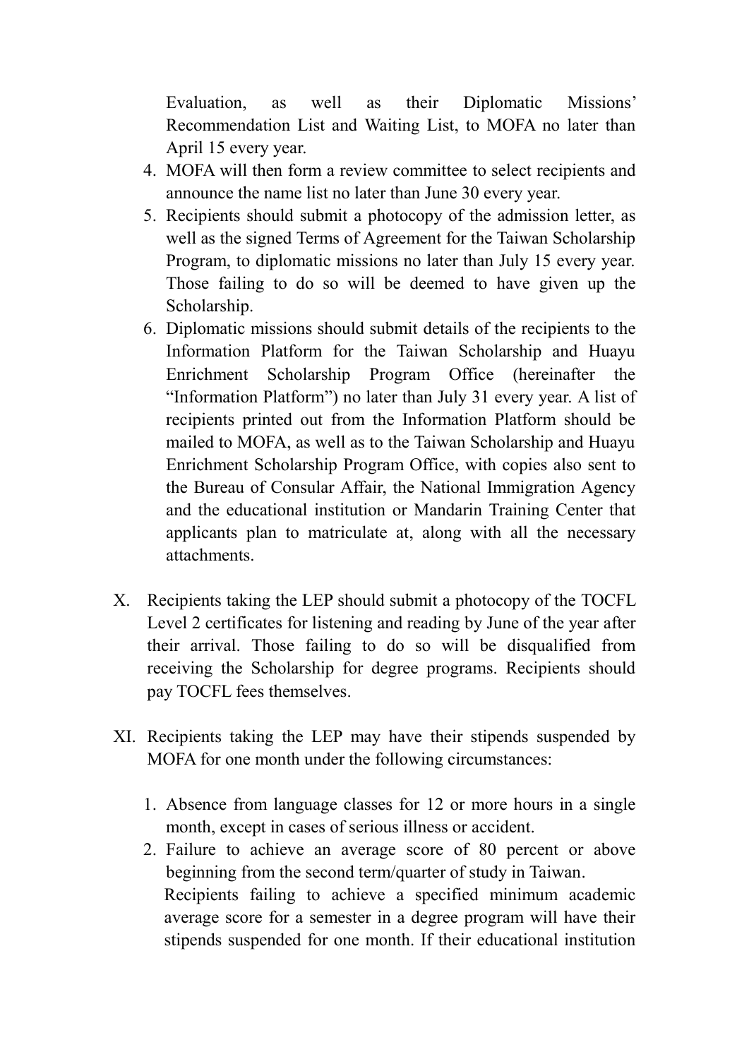Evaluation, as well as their Diplomatic Missions' Recommendation List and Waiting List, to MOFA no later than April 15 every year.

4. MOFA will then form a review committee to select recipients and announce the name list no later than June 30 every year.
5. Recipients should submit a photocopy of the admission letter, as well as the signed Terms of Agreement for the Taiwan Scholarship Program, to diplomatic missions no later than July 15 every year. Those failing to do so will be deemed to have given up the Scholarship.
6. Diplomatic missions should submit details of the recipients to the Information Platform for the Taiwan Scholarship and Huayu Enrichment Scholarship Program Office (hereinafter the "Information Platform") no later than July 31 every year. A list of recipients printed out from the Information Platform should be mailed to MOFA, as well as to the Taiwan Scholarship and Huayu Enrichment Scholarship Program Office, with copies also sent to the Bureau of Consular Affair, the National Immigration Agency and the educational institution or Mandarin Training Center that applicants plan to matriculate at, along with all the necessary attachments.

X. Recipients taking the LEP should submit a photocopy of the TOCFL Level 2 certificates for listening and reading by June of the year after their arrival. Those failing to do so will be disqualified from receiving the Scholarship for degree programs. Recipients should pay TOCFL fees themselves.

XI. Recipients taking the LEP may have their stipends suspended by MOFA for one month under the following circumstances:

1. Absence from language classes for 12 or more hours in a single month, except in cases of serious illness or accident.
2. Failure to achieve an average score of 80 percent or above beginning from the second term/quarter of study in Taiwan.

Recipients failing to achieve a specified minimum academic average score for a semester in a degree program will have their stipends suspended for one month. If their educational institution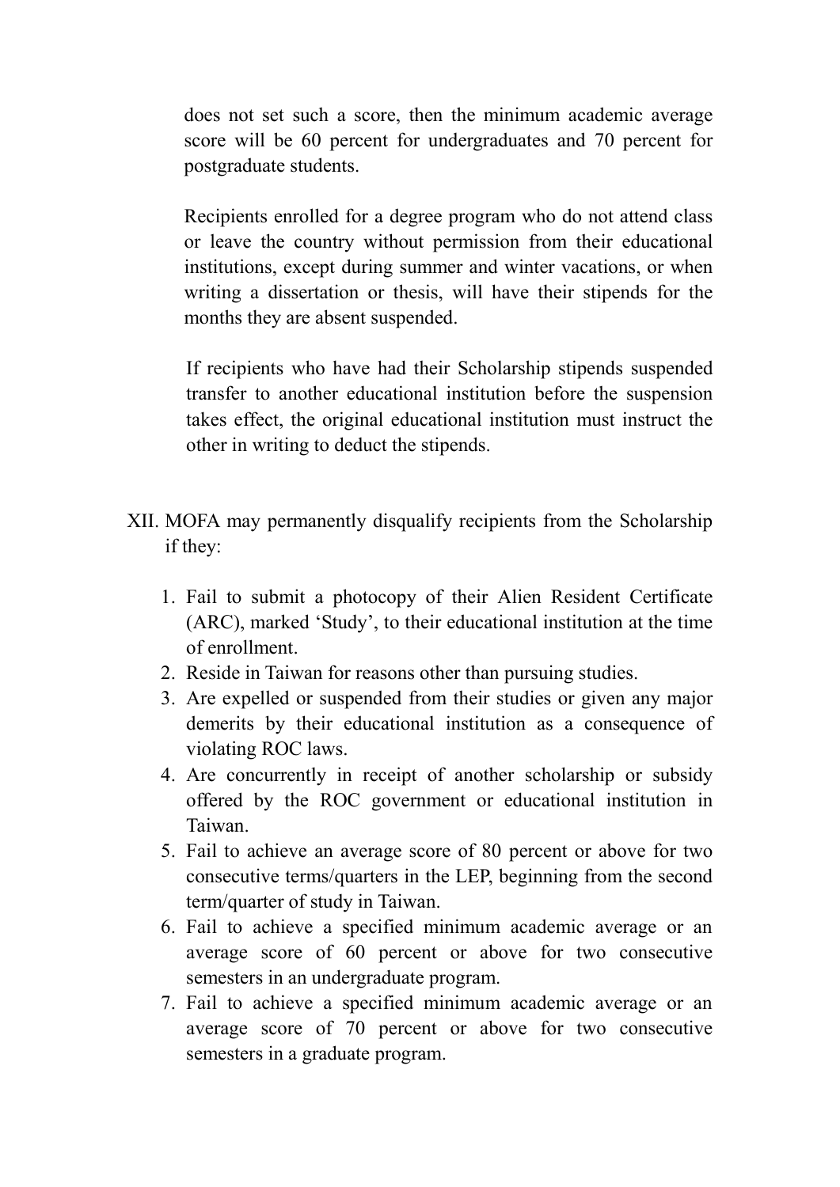does not set such a score, then the minimum academic average score will be 60 percent for undergraduates and 70 percent for postgraduate students.

Recipients enrolled for a degree program who do not attend class or leave the country without permission from their educational institutions, except during summer and winter vacations, or when writing a dissertation or thesis, will have their stipends for the months they are absent suspended.

If recipients who have had their Scholarship stipends suspended transfer to another educational institution before the suspension takes effect, the original educational institution must instruct the other in writing to deduct the stipends.

XII. MOFA may permanently disqualify recipients from the Scholarship if they:

1. Fail to submit a photocopy of their Alien Resident Certificate (ARC), marked ‘Study’, to their educational institution at the time of enrollment.
2. Reside in Taiwan for reasons other than pursuing studies.
3. Are expelled or suspended from their studies or given any major demerits by their educational institution as a consequence of violating ROC laws.
4. Are concurrently in receipt of another scholarship or subsidy offered by the ROC government or educational institution in Taiwan.
5. Fail to achieve an average score of 80 percent or above for two consecutive terms/quarters in the LEP, beginning from the second term/quarter of study in Taiwan.
6. Fail to achieve a specified minimum academic average or an average score of 60 percent or above for two consecutive semesters in an undergraduate program.
7. Fail to achieve a specified minimum academic average or an average score of 70 percent or above for two consecutive semesters in a graduate program.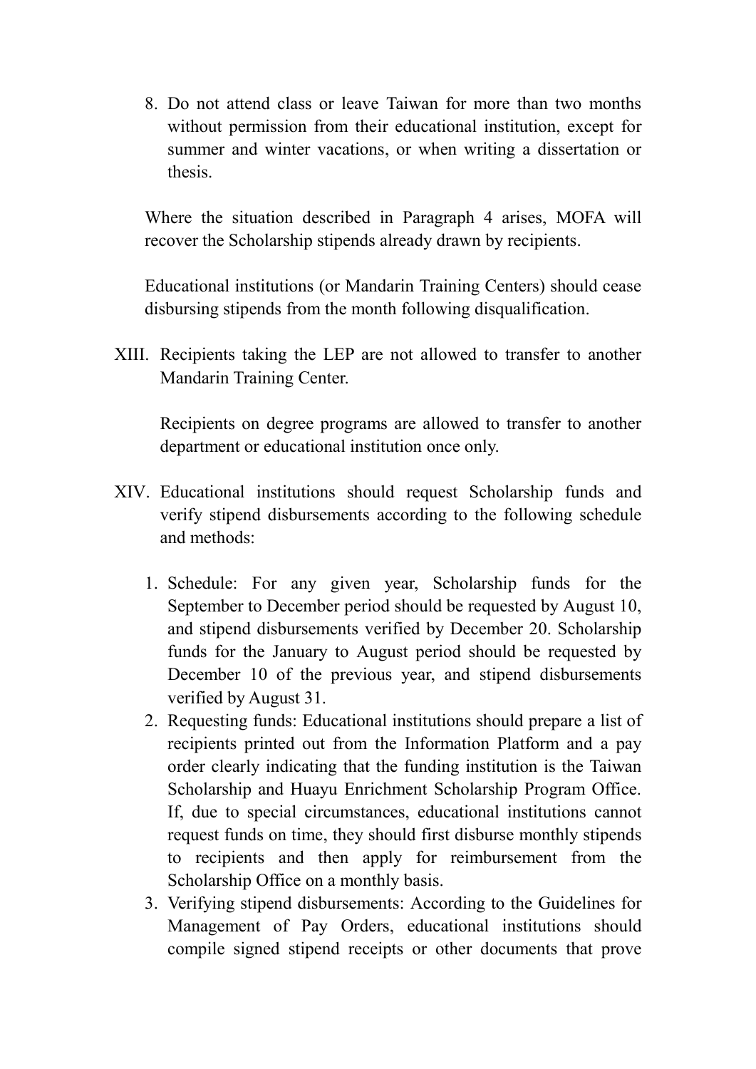8. Do not attend class or leave Taiwan for more than two months without permission from their educational institution, except for summer and winter vacations, or when writing a dissertation or thesis.

Where the situation described in Paragraph 4 arises, MOFA will recover the Scholarship stipends already drawn by recipients.

Educational institutions (or Mandarin Training Centers) should cease disbursing stipends from the month following disqualification.

XIII. Recipients taking the LEP are not allowed to transfer to another Mandarin Training Center.

Recipients on degree programs are allowed to transfer to another department or educational institution once only.

XIV. Educational institutions should request Scholarship funds and verify stipend disbursements according to the following schedule and methods:

1. Schedule: For any given year, Scholarship funds for the September to December period should be requested by August 10, and stipend disbursements verified by December 20. Scholarship funds for the January to August period should be requested by December 10 of the previous year, and stipend disbursements verified by August 31.
2. Requesting funds: Educational institutions should prepare a list of recipients printed out from the Information Platform and a pay order clearly indicating that the funding institution is the Taiwan Scholarship and Huayu Enrichment Scholarship Program Office. If, due to special circumstances, educational institutions cannot request funds on time, they should first disburse monthly stipends to recipients and then apply for reimbursement from the Scholarship Office on a monthly basis.
3. Verifying stipend disbursements: According to the Guidelines for Management of Pay Orders, educational institutions should compile signed stipend receipts or other documents that prove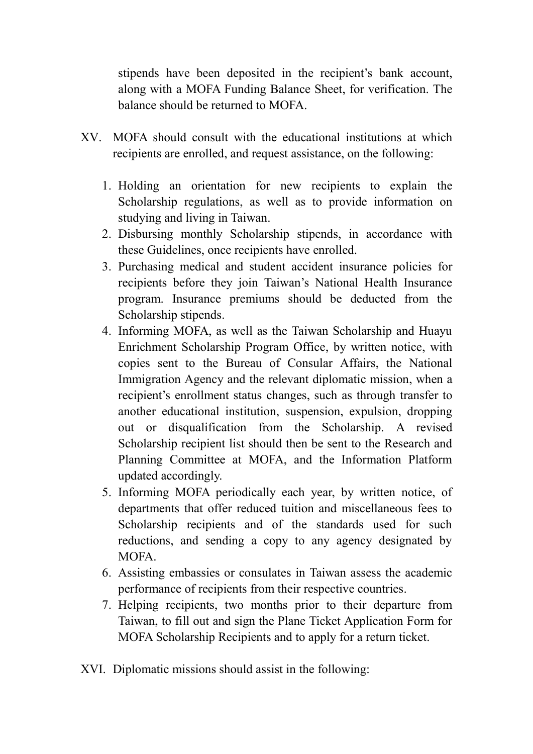stipends have been deposited in the recipient's bank account, along with a MOFA Funding Balance Sheet, for verification. The balance should be returned to MOFA.

XV. MOFA should consult with the educational institutions at which recipients are enrolled, and request assistance, on the following:

1. Holding an orientation for new recipients to explain the Scholarship regulations, as well as to provide information on studying and living in Taiwan.
2. Disbursing monthly Scholarship stipends, in accordance with these Guidelines, once recipients have enrolled.
3. Purchasing medical and student accident insurance policies for recipients before they join Taiwan's National Health Insurance program. Insurance premiums should be deducted from the Scholarship stipends.
4. Informing MOFA, as well as the Taiwan Scholarship and Huayu Enrichment Scholarship Program Office, by written notice, with copies sent to the Bureau of Consular Affairs, the National Immigration Agency and the relevant diplomatic mission, when a recipient's enrollment status changes, such as through transfer to another educational institution, suspension, expulsion, dropping out or disqualification from the Scholarship. A revised Scholarship recipient list should then be sent to the Research and Planning Committee at MOFA, and the Information Platform updated accordingly.
5. Informing MOFA periodically each year, by written notice, of departments that offer reduced tuition and miscellaneous fees to Scholarship recipients and of the standards used for such reductions, and sending a copy to any agency designated by MOFA.
6. Assisting embassies or consulates in Taiwan assess the academic performance of recipients from their respective countries.
7. Helping recipients, two months prior to their departure from Taiwan, to fill out and sign the Plane Ticket Application Form for MOFA Scholarship Recipients and to apply for a return ticket.

XVI. Diplomatic missions should assist in the following: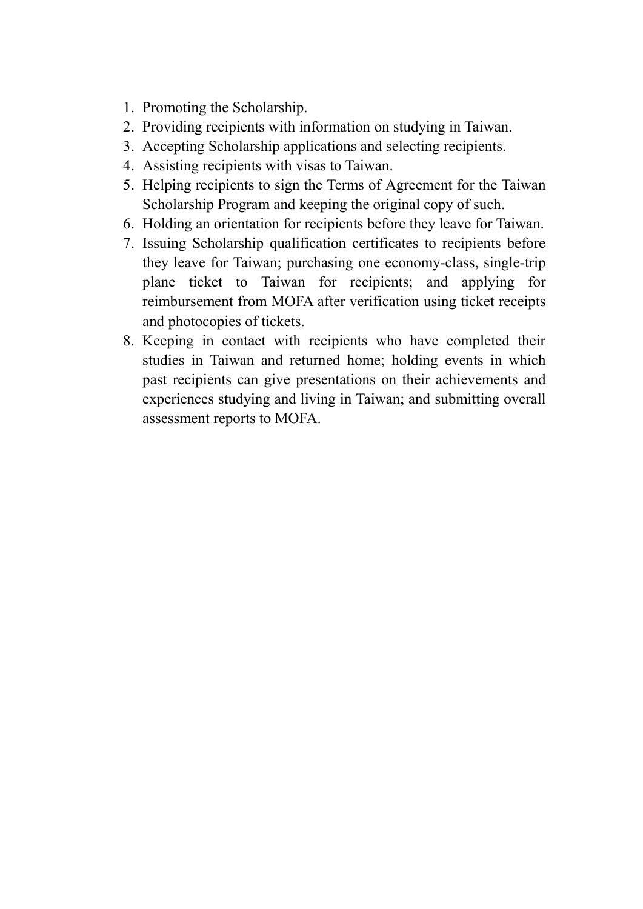1. Promoting the Scholarship.
2. Providing recipients with information on studying in Taiwan.
3. Accepting Scholarship applications and selecting recipients.
4. Assisting recipients with visas to Taiwan.
5. Helping recipients to sign the Terms of Agreement for the Taiwan Scholarship Program and keeping the original copy of such.
6. Holding an orientation for recipients before they leave for Taiwan.
7. Issuing Scholarship qualification certificates to recipients before they leave for Taiwan; purchasing one economy-class, single-trip plane ticket to Taiwan for recipients; and applying for reimbursement from MOFA after verification using ticket receipts and photocopies of tickets.
8. Keeping in contact with recipients who have completed their studies in Taiwan and returned home; holding events in which past recipients can give presentations on their achievements and experiences studying and living in Taiwan; and submitting overall assessment reports to MOFA.